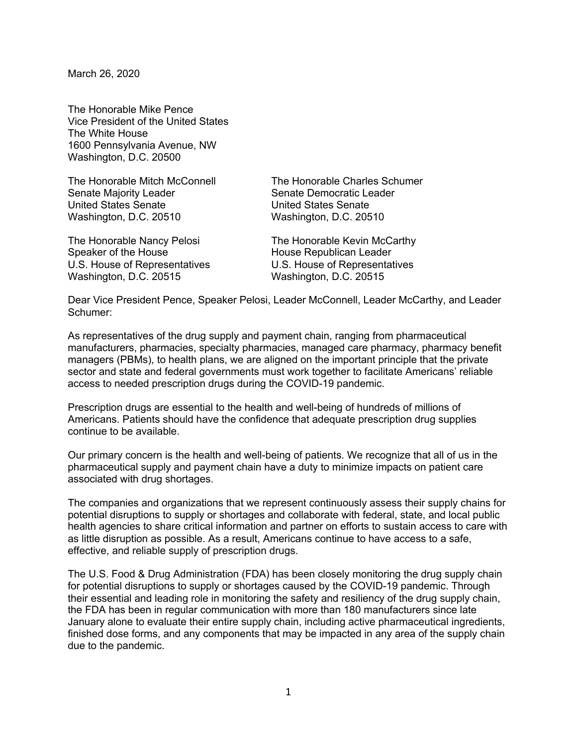March 26, 2020

The Honorable Mike Pence
Vice President of the United States
The White House
1600 Pennsylvania Avenue, NW
Washington, D.C. 20500

The Honorable Mitch McConnell
Senate Majority Leader
United States Senate
Washington, D.C. 20510

The Honorable Charles Schumer
Senate Democratic Leader
United States Senate
Washington, D.C. 20510

The Honorable Nancy Pelosi
Speaker of the House
U.S. House of Representatives
Washington, D.C. 20515

The Honorable Kevin McCarthy
House Republican Leader
U.S. House of Representatives
Washington, D.C. 20515

Dear Vice President Pence, Speaker Pelosi, Leader McConnell, Leader McCarthy, and Leader Schumer:

As representatives of the drug supply and payment chain, ranging from pharmaceutical manufacturers, pharmacies, specialty pharmacies, managed care pharmacy, pharmacy benefit managers (PBMs), to health plans, we are aligned on the important principle that the private sector and state and federal governments must work together to facilitate Americans' reliable access to needed prescription drugs during the COVID-19 pandemic.

Prescription drugs are essential to the health and well-being of hundreds of millions of Americans. Patients should have the confidence that adequate prescription drug supplies continue to be available.

Our primary concern is the health and well-being of patients. We recognize that all of us in the pharmaceutical supply and payment chain have a duty to minimize impacts on patient care associated with drug shortages.

The companies and organizations that we represent continuously assess their supply chains for potential disruptions to supply or shortages and collaborate with federal, state, and local public health agencies to share critical information and partner on efforts to sustain access to care with as little disruption as possible. As a result, Americans continue to have access to a safe, effective, and reliable supply of prescription drugs.

The U.S. Food & Drug Administration (FDA) has been closely monitoring the drug supply chain for potential disruptions to supply or shortages caused by the COVID-19 pandemic. Through their essential and leading role in monitoring the safety and resiliency of the drug supply chain, the FDA has been in regular communication with more than 180 manufacturers since late January alone to evaluate their entire supply chain, including active pharmaceutical ingredients, finished dose forms, and any components that may be impacted in any area of the supply chain due to the pandemic.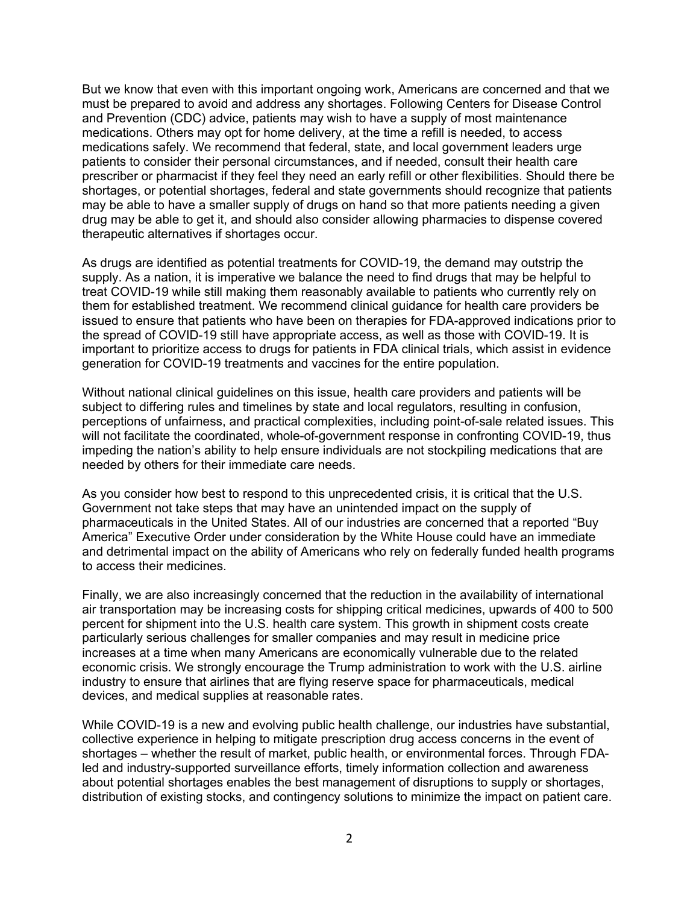But we know that even with this important ongoing work, Americans are concerned and that we must be prepared to avoid and address any shortages. Following Centers for Disease Control and Prevention (CDC) advice, patients may wish to have a supply of most maintenance medications. Others may opt for home delivery, at the time a refill is needed, to access medications safely. We recommend that federal, state, and local government leaders urge patients to consider their personal circumstances, and if needed, consult their health care prescriber or pharmacist if they feel they need an early refill or other flexibilities. Should there be shortages, or potential shortages, federal and state governments should recognize that patients may be able to have a smaller supply of drugs on hand so that more patients needing a given drug may be able to get it, and should also consider allowing pharmacies to dispense covered therapeutic alternatives if shortages occur.

As drugs are identified as potential treatments for COVID-19, the demand may outstrip the supply. As a nation, it is imperative we balance the need to find drugs that may be helpful to treat COVID-19 while still making them reasonably available to patients who currently rely on them for established treatment. We recommend clinical guidance for health care providers be issued to ensure that patients who have been on therapies for FDA-approved indications prior to the spread of COVID-19 still have appropriate access, as well as those with COVID-19. It is important to prioritize access to drugs for patients in FDA clinical trials, which assist in evidence generation for COVID-19 treatments and vaccines for the entire population.

Without national clinical guidelines on this issue, health care providers and patients will be subject to differing rules and timelines by state and local regulators, resulting in confusion, perceptions of unfairness, and practical complexities, including point-of-sale related issues. This will not facilitate the coordinated, whole-of-government response in confronting COVID-19, thus impeding the nation's ability to help ensure individuals are not stockpiling medications that are needed by others for their immediate care needs.

As you consider how best to respond to this unprecedented crisis, it is critical that the U.S. Government not take steps that may have an unintended impact on the supply of pharmaceuticals in the United States. All of our industries are concerned that a reported "Buy America" Executive Order under consideration by the White House could have an immediate and detrimental impact on the ability of Americans who rely on federally funded health programs to access their medicines.

Finally, we are also increasingly concerned that the reduction in the availability of international air transportation may be increasing costs for shipping critical medicines, upwards of 400 to 500 percent for shipment into the U.S. health care system. This growth in shipment costs create particularly serious challenges for smaller companies and may result in medicine price increases at a time when many Americans are economically vulnerable due to the related economic crisis. We strongly encourage the Trump administration to work with the U.S. airline industry to ensure that airlines that are flying reserve space for pharmaceuticals, medical devices, and medical supplies at reasonable rates.

While COVID-19 is a new and evolving public health challenge, our industries have substantial, collective experience in helping to mitigate prescription drug access concerns in the event of shortages – whether the result of market, public health, or environmental forces. Through FDA-led and industry-supported surveillance efforts, timely information collection and awareness about potential shortages enables the best management of disruptions to supply or shortages, distribution of existing stocks, and contingency solutions to minimize the impact on patient care.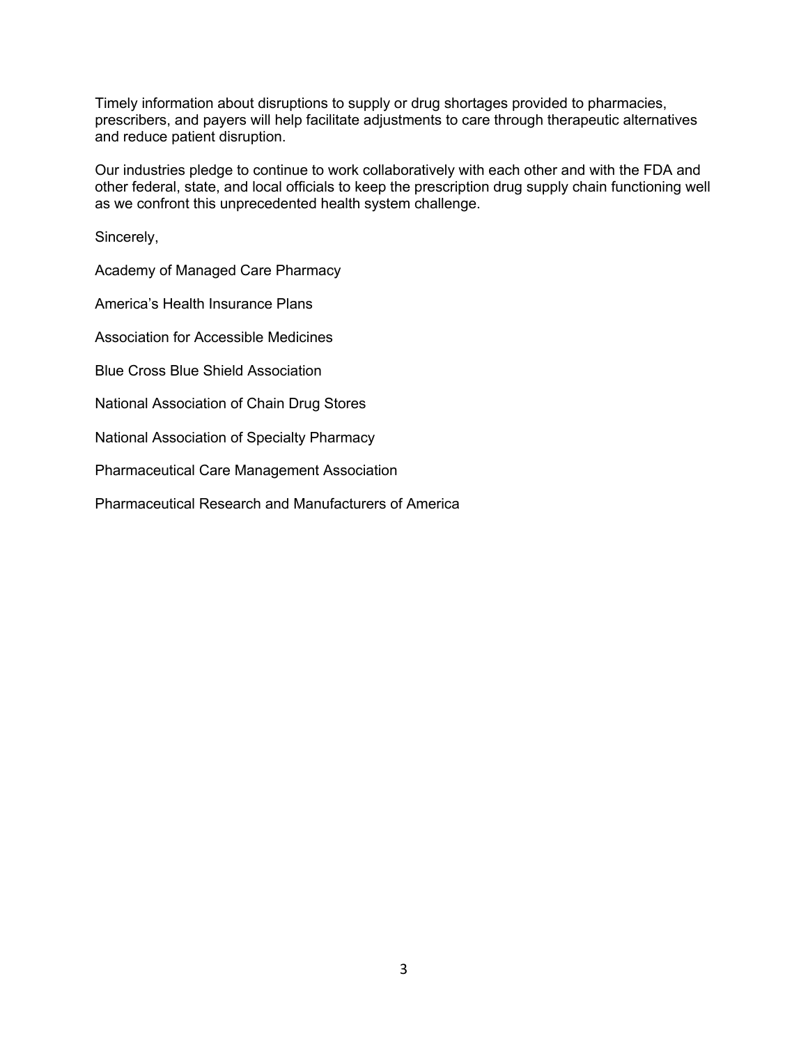Timely information about disruptions to supply or drug shortages provided to pharmacies, prescribers, and payers will help facilitate adjustments to care through therapeutic alternatives and reduce patient disruption.

Our industries pledge to continue to work collaboratively with each other and with the FDA and other federal, state, and local officials to keep the prescription drug supply chain functioning well as we confront this unprecedented health system challenge.

Sincerely,

Academy of Managed Care Pharmacy

America's Health Insurance Plans

Association for Accessible Medicines

Blue Cross Blue Shield Association

National Association of Chain Drug Stores

National Association of Specialty Pharmacy

Pharmaceutical Care Management Association

Pharmaceutical Research and Manufacturers of America